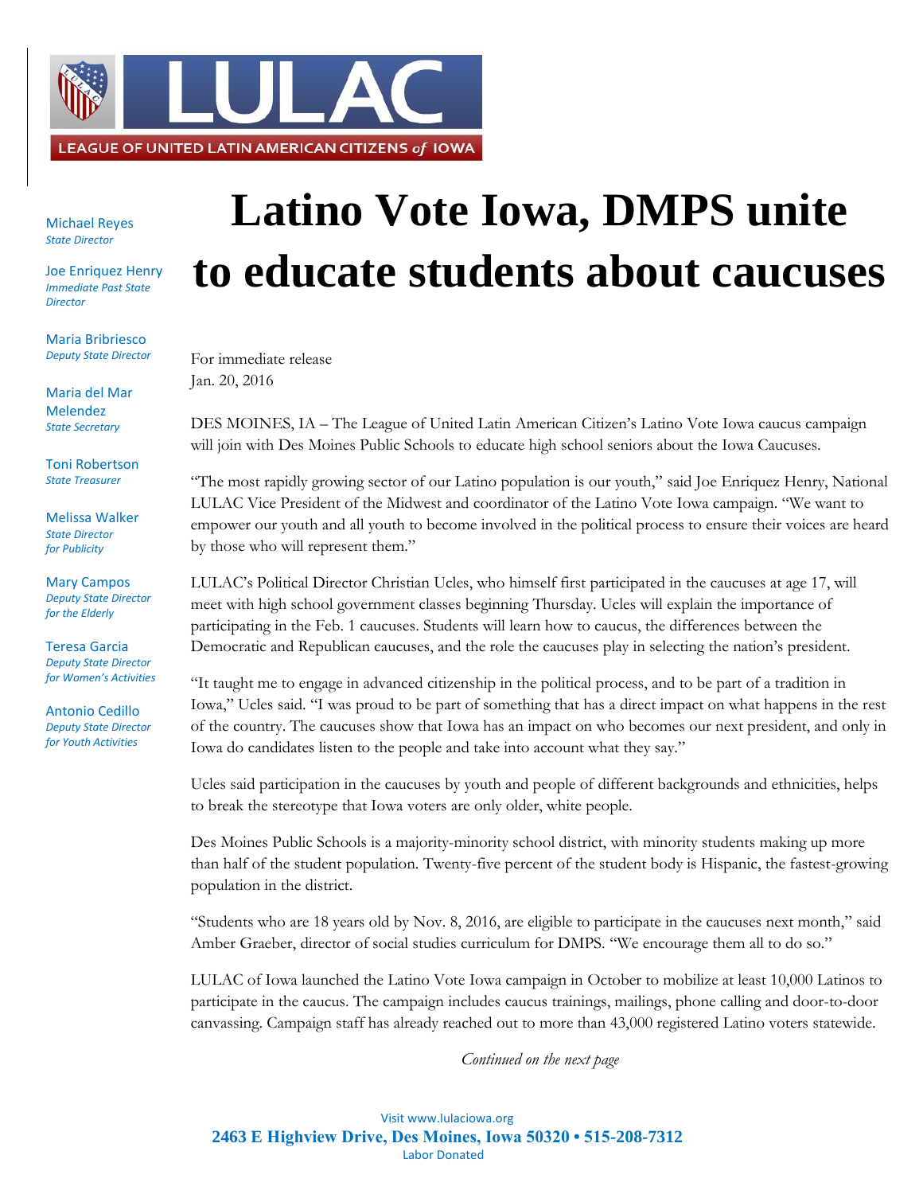LEAGUE OF UNITED LATIN AMERICAN CITIZENS *of* IOWA

Michael Reyes
*State Director*

Joe Enriquez Henry
*Immediate Past State Director*

Maria Bribriesco
*Deputy State Director*

Maria del Mar Melendez
*State Secretary*

Toni Robertson
*State Treasurer*

Melissa Walker
*State Director for Publicity*

Mary Campos
*Deputy State Director for the Elderly*

Teresa Garcia
*Deputy State Director for Women's Activities*

Antonio Cedillo
*Deputy State Director for Youth Activities*

# Latino Vote Iowa, DMPS unite to educate students about caucuses

For immediate release
Jan. 20, 2016

DES MOINES, IA – The League of United Latin American Citizen's Latino Vote Iowa caucus campaign will join with Des Moines Public Schools to educate high school seniors about the Iowa Caucuses.

"The most rapidly growing sector of our Latino population is our youth," said Joe Enriquez Henry, National LULAC Vice President of the Midwest and coordinator of the Latino Vote Iowa campaign. "We want to empower our youth and all youth to become involved in the political process to ensure their voices are heard by those who will represent them."

LULAC's Political Director Christian Ucles, who himself first participated in the caucuses at age 17, will meet with high school government classes beginning Thursday. Ucles will explain the importance of participating in the Feb. 1 caucuses. Students will learn how to caucus, the differences between the Democratic and Republican caucuses, and the role the caucuses play in selecting the nation's president.

"It taught me to engage in advanced citizenship in the political process, and to be part of a tradition in Iowa," Ucles said. "I was proud to be part of something that has a direct impact on what happens in the rest of the country. The caucuses show that Iowa has an impact on who becomes our next president, and only in Iowa do candidates listen to the people and take into account what they say."

Ucles said participation in the caucuses by youth and people of different backgrounds and ethnicities, helps to break the stereotype that Iowa voters are only older, white people.

Des Moines Public Schools is a majority-minority school district, with minority students making up more than half of the student population. Twenty-five percent of the student body is Hispanic, the fastest-growing population in the district.

"Students who are 18 years old by Nov. 8, 2016, are eligible to participate in the caucuses next month," said Amber Graeber, director of social studies curriculum for DMPS. "We encourage them all to do so."

LULAC of Iowa launched the Latino Vote Iowa campaign in October to mobilize at least 10,000 Latinos to participate in the caucus. The campaign includes caucus trainings, mailings, phone calling and door-to-door canvassing. Campaign staff has already reached out to more than 43,000 registered Latino voters statewide.

*Continued on the next page*

Visit www.lulaciowa.org
**2463 E Highview Drive, Des Moines, Iowa 50320 • 515-208-7312**
Labor Donated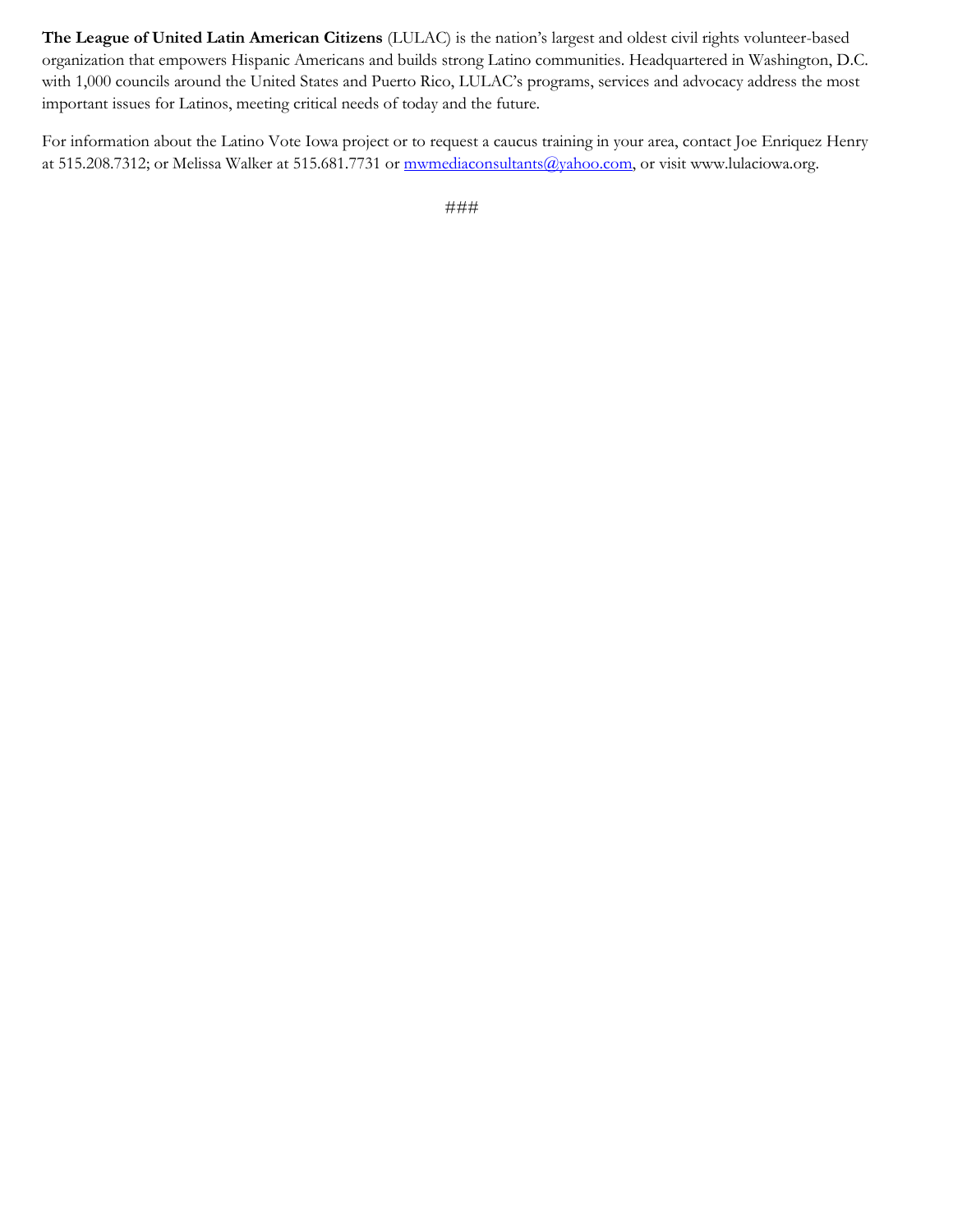**The League of United Latin American Citizens** (LULAC) is the nation's largest and oldest civil rights volunteer-based organization that empowers Hispanic Americans and builds strong Latino communities. Headquartered in Washington, D.C. with 1,000 councils around the United States and Puerto Rico, LULAC's programs, services and advocacy address the most important issues for Latinos, meeting critical needs of today and the future.

For information about the Latino Vote Iowa project or to request a caucus training in your area, contact Joe Enriquez Henry at 515.208.7312; or Melissa Walker at 515.681.7731 or mwmediaconsultants@yahoo.com, or visit www.lulaciowa.org.

###